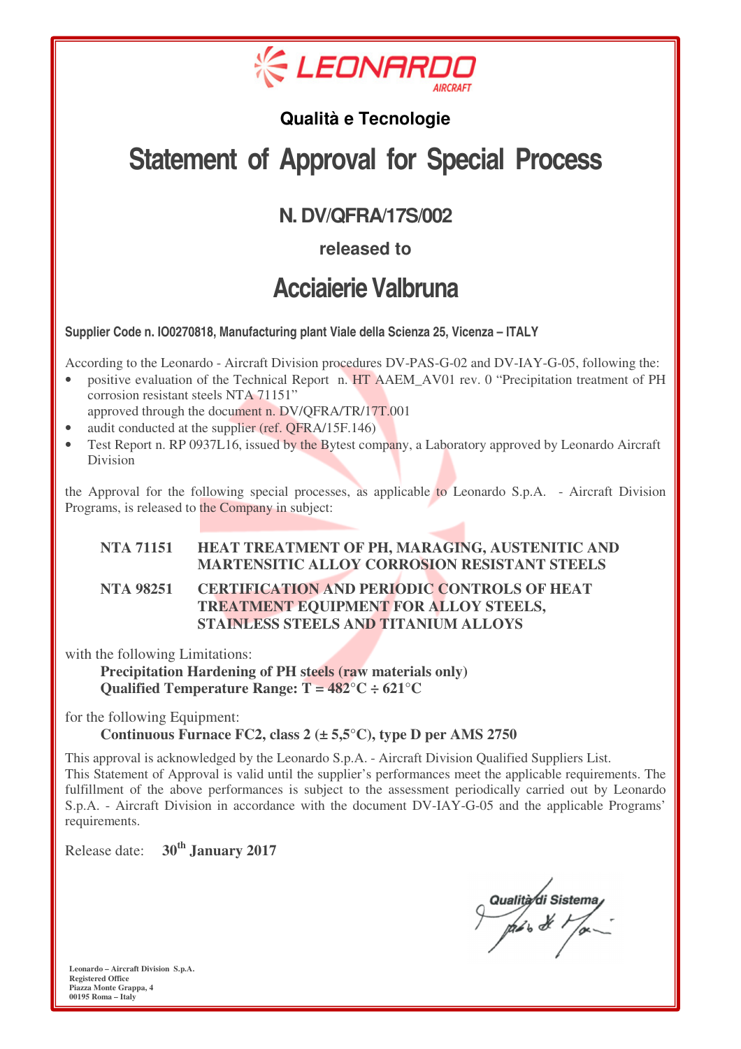LEONARDO AIRCRAFT

## Qualità e Tecnologie

# Statement of Approval for Special Process

## N. DV/QFRA/17S/002

### released to

# Acciaierie Valbruna

**Supplier Code n. IO0270818, Manufacturing plant Viale della Scienza 25, Vicenza – ITALY**

According to the Leonardo - Aircraft Division procedures DV-PAS-G-02 and DV-IAY-G-05, following the:

- positive evaluation of the Technical Report n. HT AAEM_AV01 rev. 0 "Precipitation treatment of PH corrosion resistant steels NTA 71151"  
  approved through the document n. DV/QFRA/TR/17T.001
- audit conducted at the supplier (ref. QFRA/15F.146)
- Test Report n. RP 0937L16, issued by the Bytest company, a Laboratory approved by Leonardo Aircraft Division

the Approval for the following special processes, as applicable to Leonardo S.p.A. - Aircraft Division Programs, is released to the Company in subject:

**NTA 71151** **HEAT TREATMENT OF PH, MARAGING, AUSTENITIC AND MARTENSITIC ALLOY CORROSION RESISTANT STEELS**

**NTA 98251** **CERTIFICATION AND PERIODIC CONTROLS OF HEAT TREATMENT EQUIPMENT FOR ALLOY STEELS, STAINLESS STEELS AND TITANIUM ALLOYS**

with the following Limitations:

**Precipitation Hardening of PH steels (raw materials only)**  
**Qualified Temperature Range: T = 482°C ÷ 621°C**

for the following Equipment:

**Continuous Furnace FC2, class 2 (± 5,5°C), type D per AMS 2750**

This approval is acknowledged by the Leonardo S.p.A. - Aircraft Division Qualified Suppliers List.  
This Statement of Approval is valid until the supplier's performances meet the applicable requirements. The fulfillment of the above performances is subject to the assessment periodically carried out by Leonardo S.p.A. - Aircraft Division in accordance with the document DV-IAY-G-05 and the applicable Programs' requirements.

Release date: **30th January 2017**

Qualità di Sistema

**Leonardo – Aircraft Division S.p.A.**  
**Registered Office**  
**Piazza Monte Grappa, 4**  
**00195 Roma – Italy**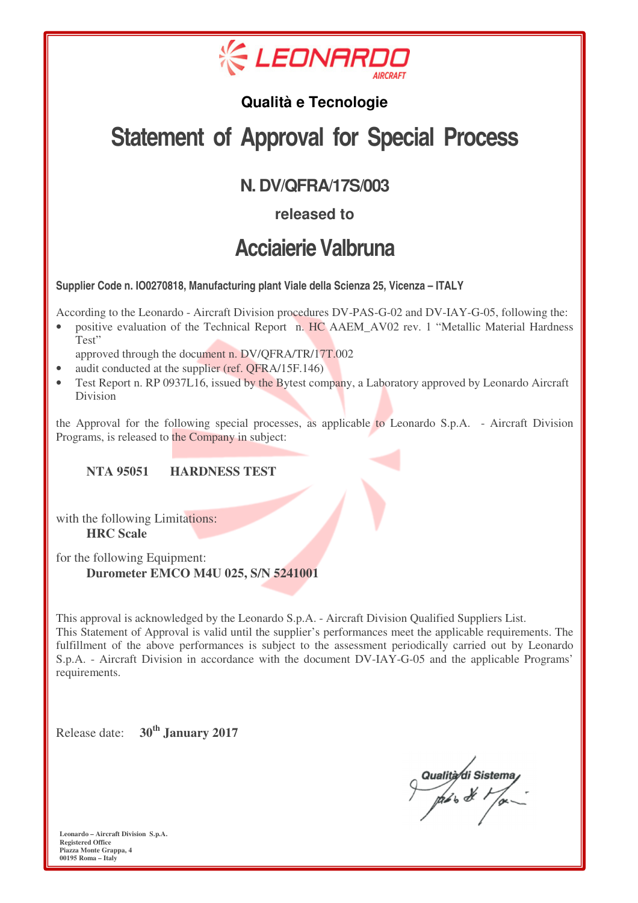LEONARDO
AIRCRAFT

**Qualità e Tecnologie**

# Statement of Approval for Special Process

## N. DV/QFRA/17S/003

**released to**

## Acciaierie Valbruna

**Supplier Code n. IO0270818, Manufacturing plant Viale della Scienza 25, Vicenza – ITALY**

According to the Leonardo - Aircraft Division procedures DV-PAS-G-02 and DV-IAY-G-05, following the:

- positive evaluation of the Technical Report n. HC AAEM_AV02 rev. 1 "Metallic Material Hardness Test"
  approved through the document n. DV/QFRA/TR/17T.002
- audit conducted at the supplier (ref. QFRA/15F.146)
- Test Report n. RP 0937L16, issued by the Bytest company, a Laboratory approved by Leonardo Aircraft Division

the Approval for the following special processes, as applicable to Leonardo S.p.A. - Aircraft Division Programs, is released to the Company in subject:

**NTA 95051 HARDNESS TEST**

with the following Limitations:
**HRC Scale**

for the following Equipment:
**Durometer EMCO M4U 025, S/N 5241001**

This approval is acknowledged by the Leonardo S.p.A. - Aircraft Division Qualified Suppliers List.
This Statement of Approval is valid until the supplier's performances meet the applicable requirements. The fulfillment of the above performances is subject to the assessment periodically carried out by Leonardo S.p.A. - Aircraft Division in accordance with the document DV-IAY-G-05 and the applicable Programs' requirements.

Release date: **30th January 2017**

Qualità di Sistema

**Leonardo – Aircraft Division S.p.A.**
**Registered Office**
**Piazza Monte Grappa, 4**
**00195 Roma – Italy**